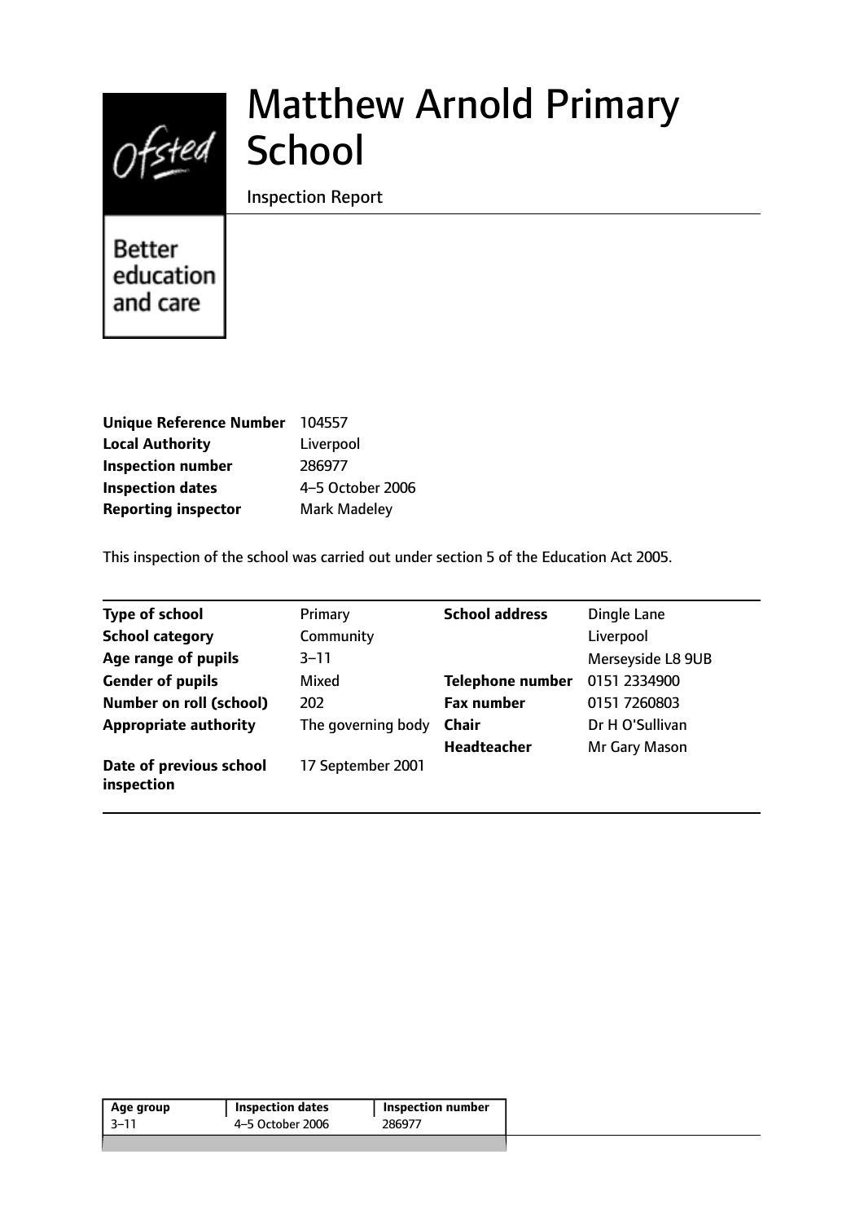# Matthew Arnold Primary School

Inspection Report

Better education and care

| | |
|---|---|
| **Unique Reference Number** | 104557 |
| **Local Authority** | Liverpool |
| **Inspection number** | 286977 |
| **Inspection dates** | 4–5 October 2006 |
| **Reporting inspector** | Mark Madeley |

This inspection of the school was carried out under section 5 of the Education Act 2005.

| | | | |
|---|---|---|---|
| **Type of school** | Primary | **School address** | Dingle Lane |
| **School category** | Community | | Liverpool |
| **Age range of pupils** | 3–11 | | Merseyside L8 9UB |
| **Gender of pupils** | Mixed | **Telephone number** | 0151 2334900 |
| **Number on roll (school)** | 202 | **Fax number** | 0151 7260803 |
| **Appropriate authority** | The governing body | **Chair** | Dr H O'Sullivan |
| | | **Headteacher** | Mr Gary Mason |
| **Date of previous school inspection** | 17 September 2001 | | |

| Age group | Inspection dates | Inspection number |
|---|---|---|
| 3–11 | 4–5 October 2006 | 286977 |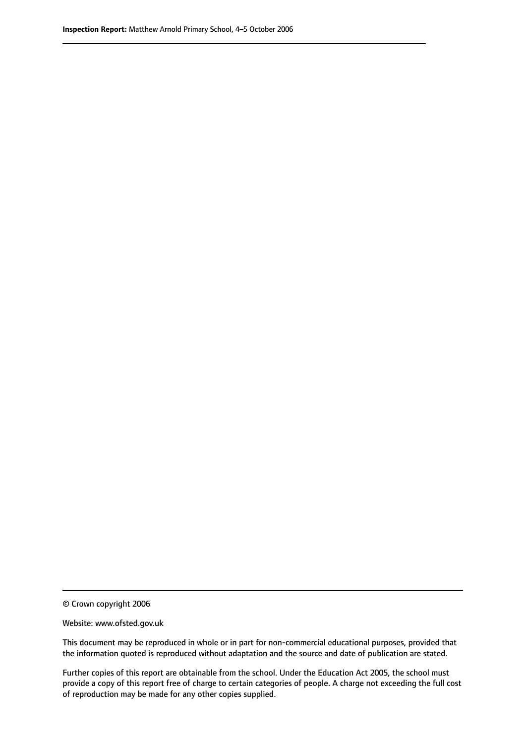© Crown copyright 2006

Website: www.ofsted.gov.uk

This document may be reproduced in whole or in part for non-commercial educational purposes, provided that the information quoted is reproduced without adaptation and the source and date of publication are stated.

Further copies of this report are obtainable from the school. Under the Education Act 2005, the school must provide a copy of this report free of charge to certain categories of people. A charge not exceeding the full cost of reproduction may be made for any other copies supplied.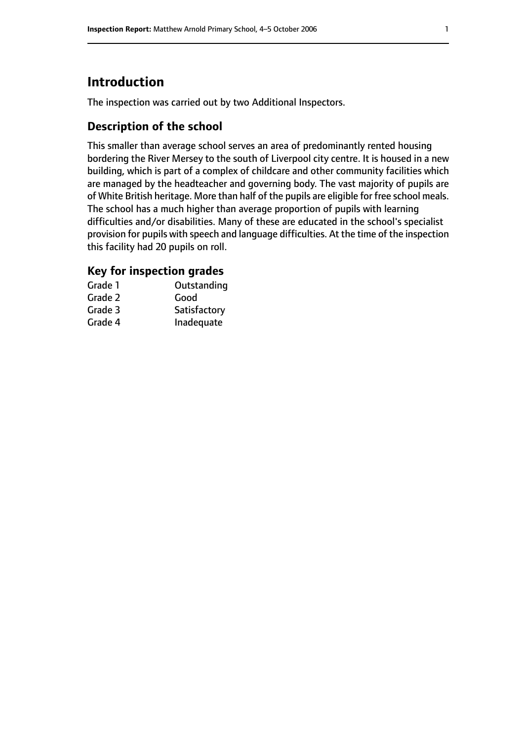# Introduction

The inspection was carried out by two Additional Inspectors.

## Description of the school

This smaller than average school serves an area of predominantly rented housing bordering the River Mersey to the south of Liverpool city centre. It is housed in a new building, which is part of a complex of childcare and other community facilities which are managed by the headteacher and governing body. The vast majority of pupils are of White British heritage. More than half of the pupils are eligible for free school meals. The school has a much higher than average proportion of pupils with learning difficulties and/or disabilities. Many of these are educated in the school's specialist provision for pupils with speech and language difficulties. At the time of the inspection this facility had 20 pupils on roll.

### Key for inspection grades

| | |
|---|---|
| Grade 1 | Outstanding |
| Grade 2 | Good |
| Grade 3 | Satisfactory |
| Grade 4 | Inadequate |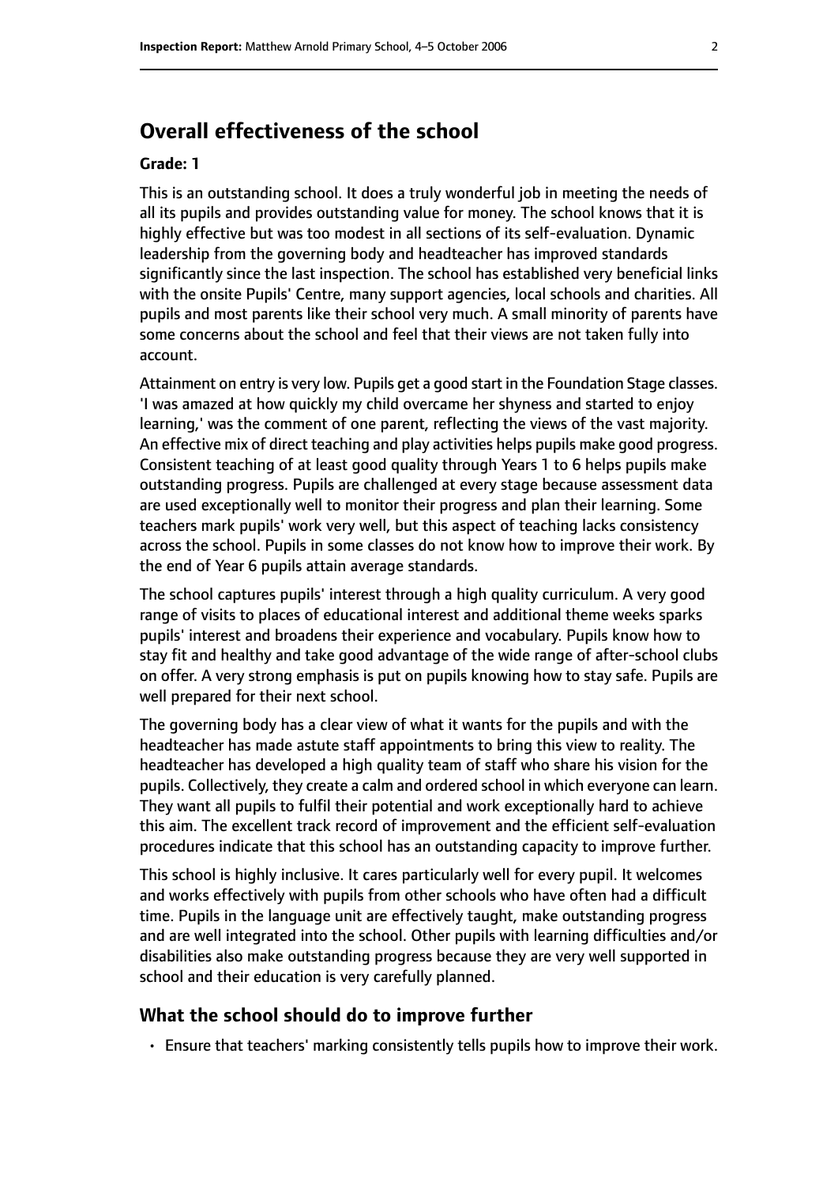## Overall effectiveness of the school

#### Grade: 1

This is an outstanding school. It does a truly wonderful job in meeting the needs of all its pupils and provides outstanding value for money. The school knows that it is highly effective but was too modest in all sections of its self-evaluation. Dynamic leadership from the governing body and headteacher has improved standards significantly since the last inspection. The school has established very beneficial links with the onsite Pupils' Centre, many support agencies, local schools and charities. All pupils and most parents like their school very much. A small minority of parents have some concerns about the school and feel that their views are not taken fully into account.

Attainment on entry is very low. Pupils get a good start in the Foundation Stage classes. 'I was amazed at how quickly my child overcame her shyness and started to enjoy learning,' was the comment of one parent, reflecting the views of the vast majority. An effective mix of direct teaching and play activities helps pupils make good progress. Consistent teaching of at least good quality through Years 1 to 6 helps pupils make outstanding progress. Pupils are challenged at every stage because assessment data are used exceptionally well to monitor their progress and plan their learning. Some teachers mark pupils' work very well, but this aspect of teaching lacks consistency across the school. Pupils in some classes do not know how to improve their work. By the end of Year 6 pupils attain average standards.

The school captures pupils' interest through a high quality curriculum. A very good range of visits to places of educational interest and additional theme weeks sparks pupils' interest and broadens their experience and vocabulary. Pupils know how to stay fit and healthy and take good advantage of the wide range of after-school clubs on offer. A very strong emphasis is put on pupils knowing how to stay safe. Pupils are well prepared for their next school.

The governing body has a clear view of what it wants for the pupils and with the headteacher has made astute staff appointments to bring this view to reality. The headteacher has developed a high quality team of staff who share his vision for the pupils. Collectively, they create a calm and ordered school in which everyone can learn. They want all pupils to fulfil their potential and work exceptionally hard to achieve this aim. The excellent track record of improvement and the efficient self-evaluation procedures indicate that this school has an outstanding capacity to improve further.

This school is highly inclusive. It cares particularly well for every pupil. It welcomes and works effectively with pupils from other schools who have often had a difficult time. Pupils in the language unit are effectively taught, make outstanding progress and are well integrated into the school. Other pupils with learning difficulties and/or disabilities also make outstanding progress because they are very well supported in school and their education is very carefully planned.

### What the school should do to improve further

- Ensure that teachers' marking consistently tells pupils how to improve their work.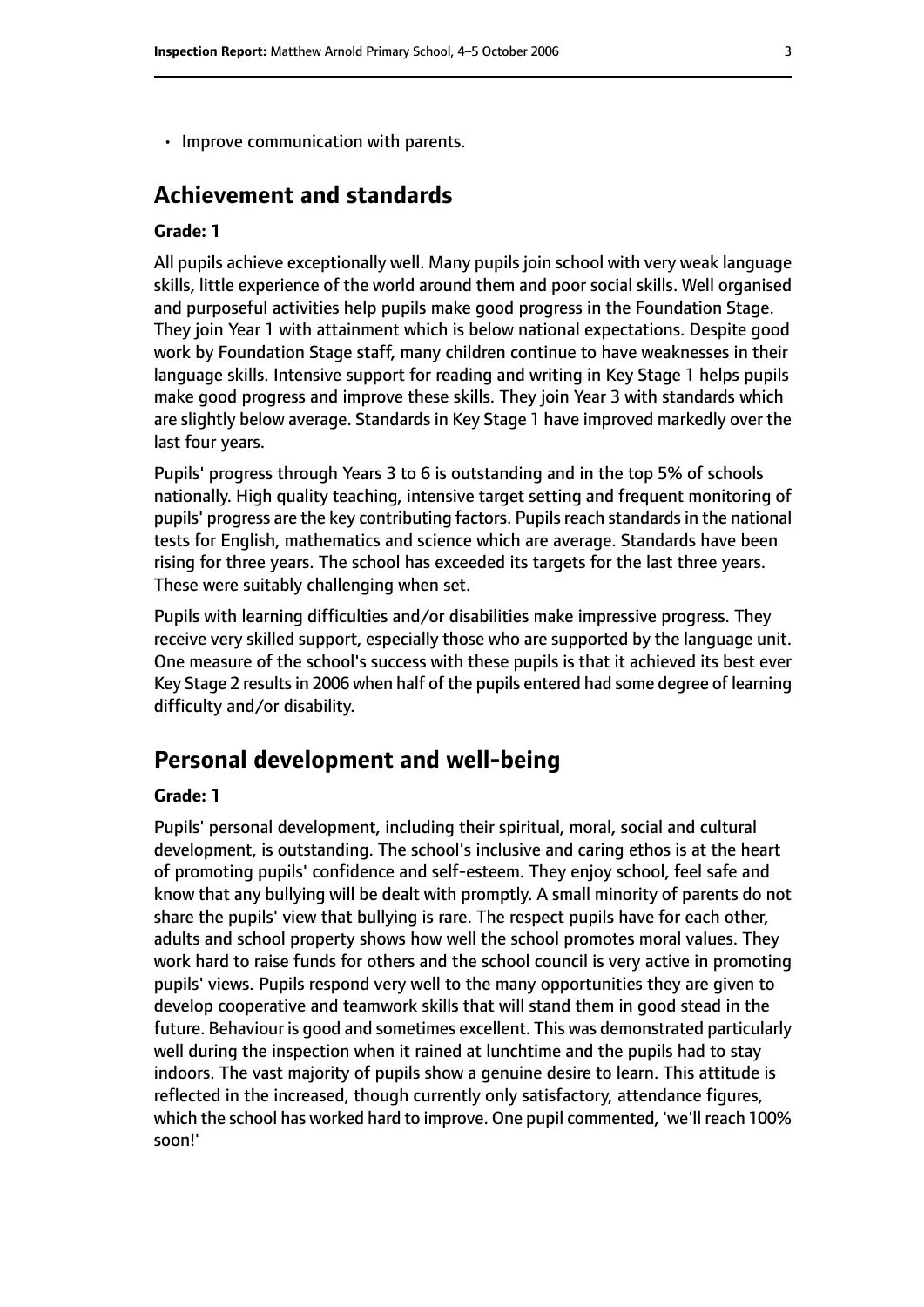- Improve communication with parents.

## Achievement and standards

### Grade: 1

All pupils achieve exceptionally well. Many pupils join school with very weak language skills, little experience of the world around them and poor social skills. Well organised and purposeful activities help pupils make good progress in the Foundation Stage. They join Year 1 with attainment which is below national expectations. Despite good work by Foundation Stage staff, many children continue to have weaknesses in their language skills. Intensive support for reading and writing in Key Stage 1 helps pupils make good progress and improve these skills. They join Year 3 with standards which are slightly below average. Standards in Key Stage 1 have improved markedly over the last four years.

Pupils' progress through Years 3 to 6 is outstanding and in the top 5% of schools nationally. High quality teaching, intensive target setting and frequent monitoring of pupils' progress are the key contributing factors. Pupils reach standards in the national tests for English, mathematics and science which are average. Standards have been rising for three years. The school has exceeded its targets for the last three years. These were suitably challenging when set.

Pupils with learning difficulties and/or disabilities make impressive progress. They receive very skilled support, especially those who are supported by the language unit. One measure of the school's success with these pupils is that it achieved its best ever Key Stage 2 results in 2006 when half of the pupils entered had some degree of learning difficulty and/or disability.

## Personal development and well-being

### Grade: 1

Pupils' personal development, including their spiritual, moral, social and cultural development, is outstanding. The school's inclusive and caring ethos is at the heart of promoting pupils' confidence and self-esteem. They enjoy school, feel safe and know that any bullying will be dealt with promptly. A small minority of parents do not share the pupils' view that bullying is rare. The respect pupils have for each other, adults and school property shows how well the school promotes moral values. They work hard to raise funds for others and the school council is very active in promoting pupils' views. Pupils respond very well to the many opportunities they are given to develop cooperative and teamwork skills that will stand them in good stead in the future. Behaviour is good and sometimes excellent. This was demonstrated particularly well during the inspection when it rained at lunchtime and the pupils had to stay indoors. The vast majority of pupils show a genuine desire to learn. This attitude is reflected in the increased, though currently only satisfactory, attendance figures, which the school has worked hard to improve. One pupil commented, 'we'll reach 100% soon!'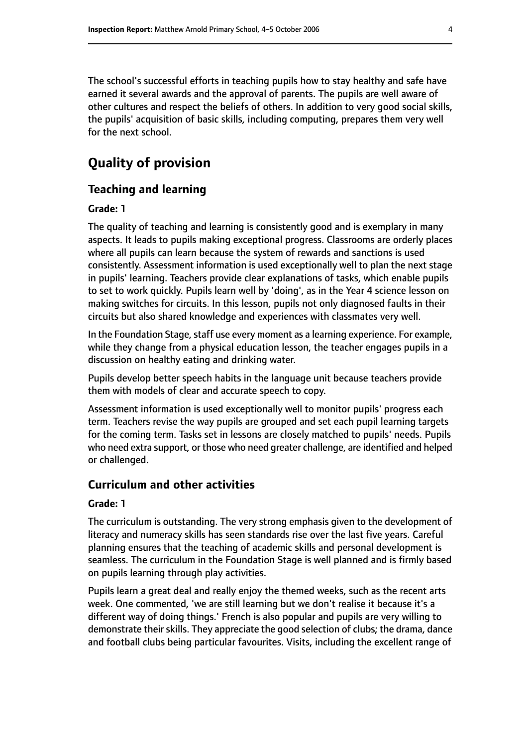The school's successful efforts in teaching pupils how to stay healthy and safe have earned it several awards and the approval of parents. The pupils are well aware of other cultures and respect the beliefs of others. In addition to very good social skills, the pupils' acquisition of basic skills, including computing, prepares them very well for the next school.

# Quality of provision

## Teaching and learning

### Grade: 1

The quality of teaching and learning is consistently good and is exemplary in many aspects. It leads to pupils making exceptional progress. Classrooms are orderly places where all pupils can learn because the system of rewards and sanctions is used consistently. Assessment information is used exceptionally well to plan the next stage in pupils' learning. Teachers provide clear explanations of tasks, which enable pupils to set to work quickly. Pupils learn well by 'doing', as in the Year 4 science lesson on making switches for circuits. In this lesson, pupils not only diagnosed faults in their circuits but also shared knowledge and experiences with classmates very well.

In the Foundation Stage, staff use every moment as a learning experience. For example, while they change from a physical education lesson, the teacher engages pupils in a discussion on healthy eating and drinking water.

Pupils develop better speech habits in the language unit because teachers provide them with models of clear and accurate speech to copy.

Assessment information is used exceptionally well to monitor pupils' progress each term. Teachers revise the way pupils are grouped and set each pupil learning targets for the coming term. Tasks set in lessons are closely matched to pupils' needs. Pupils who need extra support, or those who need greater challenge, are identified and helped or challenged.

## Curriculum and other activities

### Grade: 1

The curriculum is outstanding. The very strong emphasis given to the development of literacy and numeracy skills has seen standards rise over the last five years. Careful planning ensures that the teaching of academic skills and personal development is seamless. The curriculum in the Foundation Stage is well planned and is firmly based on pupils learning through play activities.

Pupils learn a great deal and really enjoy the themed weeks, such as the recent arts week. One commented, 'we are still learning but we don't realise it because it's a different way of doing things.' French is also popular and pupils are very willing to demonstrate their skills. They appreciate the good selection of clubs; the drama, dance and football clubs being particular favourites. Visits, including the excellent range of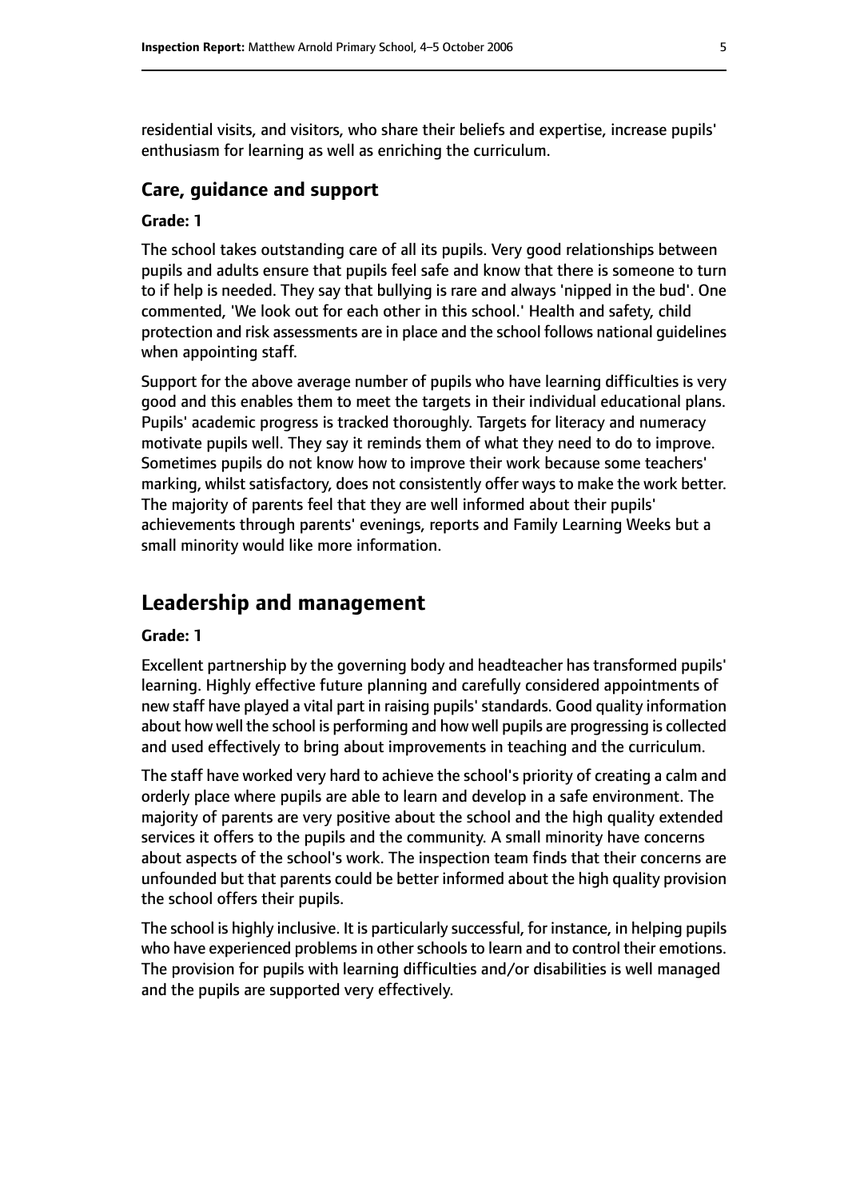residential visits, and visitors, who share their beliefs and expertise, increase pupils' enthusiasm for learning as well as enriching the curriculum.

### Care, guidance and support

#### Grade: 1

The school takes outstanding care of all its pupils. Very good relationships between pupils and adults ensure that pupils feel safe and know that there is someone to turn to if help is needed. They say that bullying is rare and always 'nipped in the bud'. One commented, 'We look out for each other in this school.' Health and safety, child protection and risk assessments are in place and the school follows national guidelines when appointing staff.

Support for the above average number of pupils who have learning difficulties is very good and this enables them to meet the targets in their individual educational plans. Pupils' academic progress is tracked thoroughly. Targets for literacy and numeracy motivate pupils well. They say it reminds them of what they need to do to improve. Sometimes pupils do not know how to improve their work because some teachers' marking, whilst satisfactory, does not consistently offer ways to make the work better. The majority of parents feel that they are well informed about their pupils' achievements through parents' evenings, reports and Family Learning Weeks but a small minority would like more information.

## Leadership and management

#### Grade: 1

Excellent partnership by the governing body and headteacher has transformed pupils' learning. Highly effective future planning and carefully considered appointments of new staff have played a vital part in raising pupils' standards. Good quality information about how well the school is performing and how well pupils are progressing is collected and used effectively to bring about improvements in teaching and the curriculum.

The staff have worked very hard to achieve the school's priority of creating a calm and orderly place where pupils are able to learn and develop in a safe environment. The majority of parents are very positive about the school and the high quality extended services it offers to the pupils and the community. A small minority have concerns about aspects of the school's work. The inspection team finds that their concerns are unfounded but that parents could be better informed about the high quality provision the school offers their pupils.

The school is highly inclusive. It is particularly successful, for instance, in helping pupils who have experienced problems in other schools to learn and to control their emotions. The provision for pupils with learning difficulties and/or disabilities is well managed and the pupils are supported very effectively.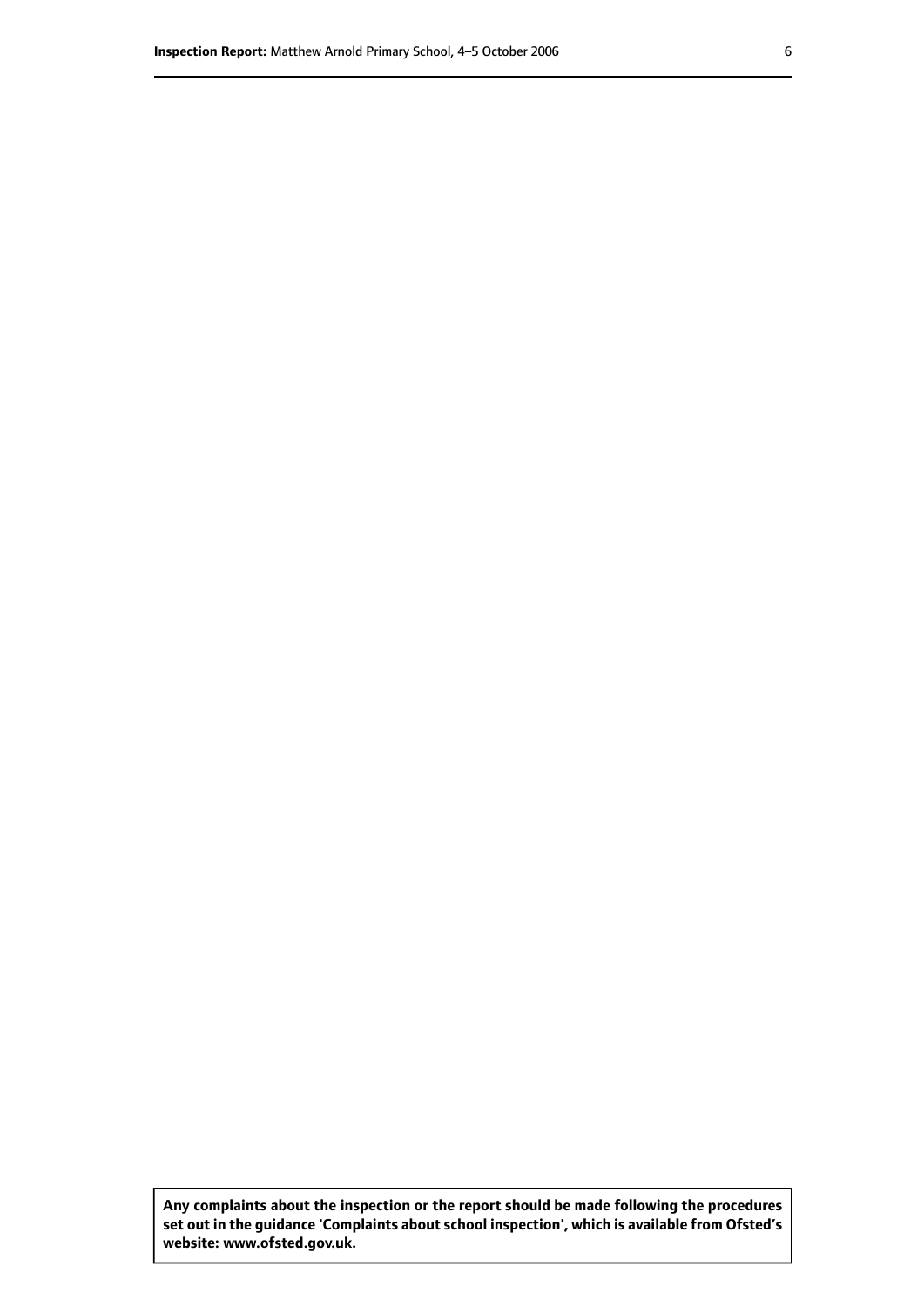**Any complaints about the inspection or the report should be made following the procedures set out in the guidance 'Complaints about school inspection', which is available from Ofsted's website: www.ofsted.gov.uk.**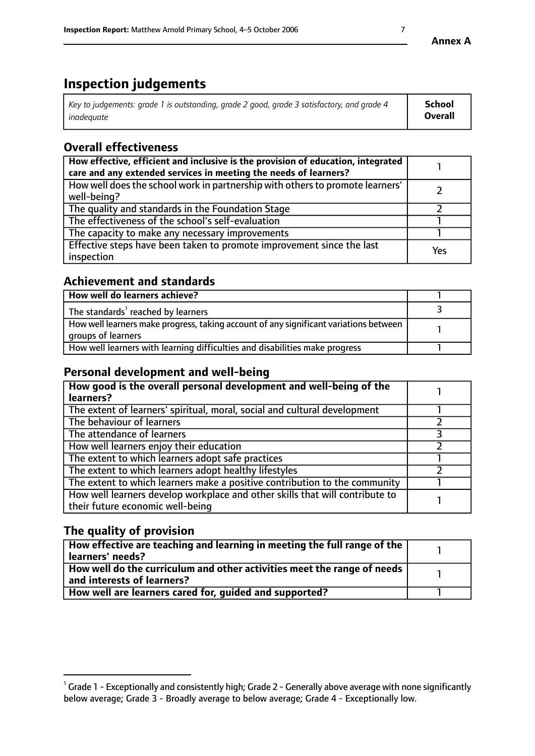**Annex A**

# Inspection judgements

| *Key to judgements: grade 1 is outstanding, grade 2 good, grade 3 satisfactory, and grade 4 inadequate* | **School Overall** |
|---|---|

## Overall effectiveness

| | |
|---|---|
| **How effective, efficient and inclusive is the provision of education, integrated care and any extended services in meeting the needs of learners?** | 1 |
| How well does the school work in partnership with others to promote learners' well-being? | 2 |
| The quality and standards in the Foundation Stage | 2 |
| The effectiveness of the school's self-evaluation | 1 |
| The capacity to make any necessary improvements | 1 |
| Effective steps have been taken to promote improvement since the last inspection | Yes |

## Achievement and standards

| | |
|---|---|
| **How well do learners achieve?** | 1 |
| The standards[1] reached by learners | 3 |
| How well learners make progress, taking account of any significant variations between groups of learners | 1 |
| How well learners with learning difficulties and disabilities make progress | 1 |

## Personal development and well-being

| | |
|---|---|
| **How good is the overall personal development and well-being of the learners?** | 1 |
| The extent of learners' spiritual, moral, social and cultural development | 1 |
| The behaviour of learners | 2 |
| The attendance of learners | 3 |
| How well learners enjoy their education | 2 |
| The extent to which learners adopt safe practices | 1 |
| The extent to which learners adopt healthy lifestyles | 2 |
| The extent to which learners make a positive contribution to the community | 1 |
| How well learners develop workplace and other skills that will contribute to their future economic well-being | 1 |

## The quality of provision

| | |
|---|---|
| **How effective are teaching and learning in meeting the full range of the learners' needs?** | 1 |
| **How well do the curriculum and other activities meet the range of needs and interests of learners?** | 1 |
| **How well are learners cared for, guided and supported?** | 1 |

[1] Grade 1 - Exceptionally and consistently high; Grade 2 - Generally above average with none significantly below average; Grade 3 - Broadly average to below average; Grade 4 - Exceptionally low.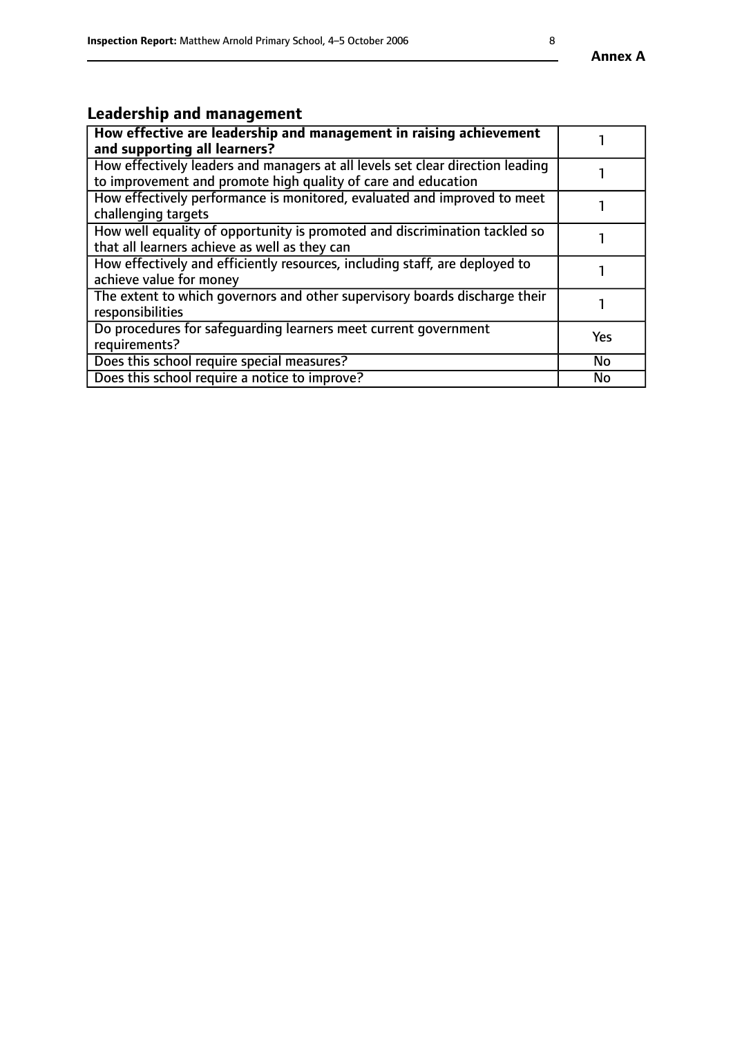## Leadership and management

| **How effective are leadership and management in raising achievement and supporting all learners?** | 1 |
|---|---|
| How effectively leaders and managers at all levels set clear direction leading to improvement and promote high quality of care and education | 1 |
| How effectively performance is monitored, evaluated and improved to meet challenging targets | 1 |
| How well equality of opportunity is promoted and discrimination tackled so that all learners achieve as well as they can | 1 |
| How effectively and efficiently resources, including staff, are deployed to achieve value for money | 1 |
| The extent to which governors and other supervisory boards discharge their responsibilities | 1 |
| Do procedures for safeguarding learners meet current government requirements? | Yes |
| Does this school require special measures? | No |
| Does this school require a notice to improve? | No |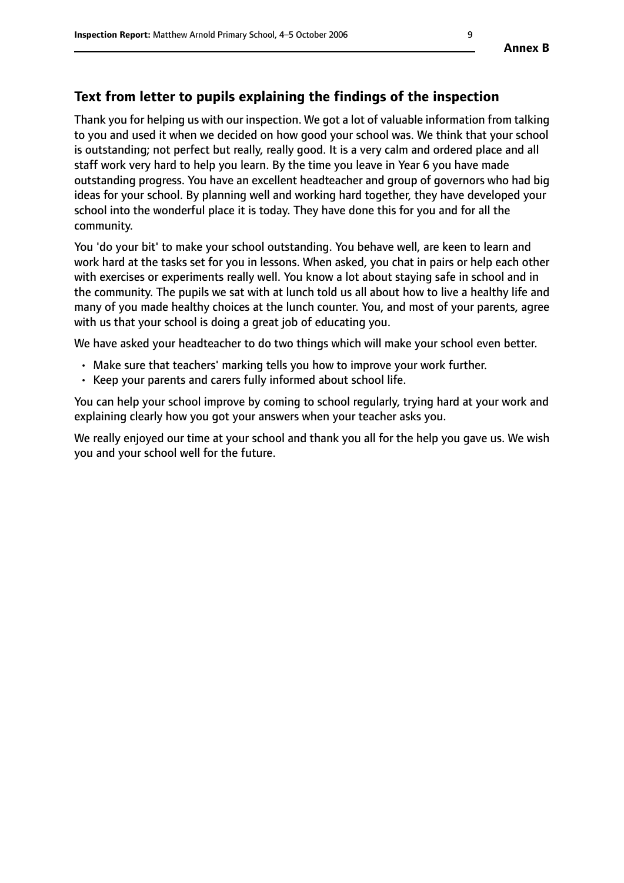## Text from letter to pupils explaining the findings of the inspection

Thank you for helping us with our inspection. We got a lot of valuable information from talking to you and used it when we decided on how good your school was. We think that your school is outstanding; not perfect but really, really good. It is a very calm and ordered place and all staff work very hard to help you learn. By the time you leave in Year 6 you have made outstanding progress. You have an excellent headteacher and group of governors who had big ideas for your school. By planning well and working hard together, they have developed your school into the wonderful place it is today. They have done this for you and for all the community.

You 'do your bit' to make your school outstanding. You behave well, are keen to learn and work hard at the tasks set for you in lessons. When asked, you chat in pairs or help each other with exercises or experiments really well. You know a lot about staying safe in school and in the community. The pupils we sat with at lunch told us all about how to live a healthy life and many of you made healthy choices at the lunch counter. You, and most of your parents, agree with us that your school is doing a great job of educating you.

We have asked your headteacher to do two things which will make your school even better.

- Make sure that teachers' marking tells you how to improve your work further.
- Keep your parents and carers fully informed about school life.

You can help your school improve by coming to school regularly, trying hard at your work and explaining clearly how you got your answers when your teacher asks you.

We really enjoyed our time at your school and thank you all for the help you gave us. We wish you and your school well for the future.